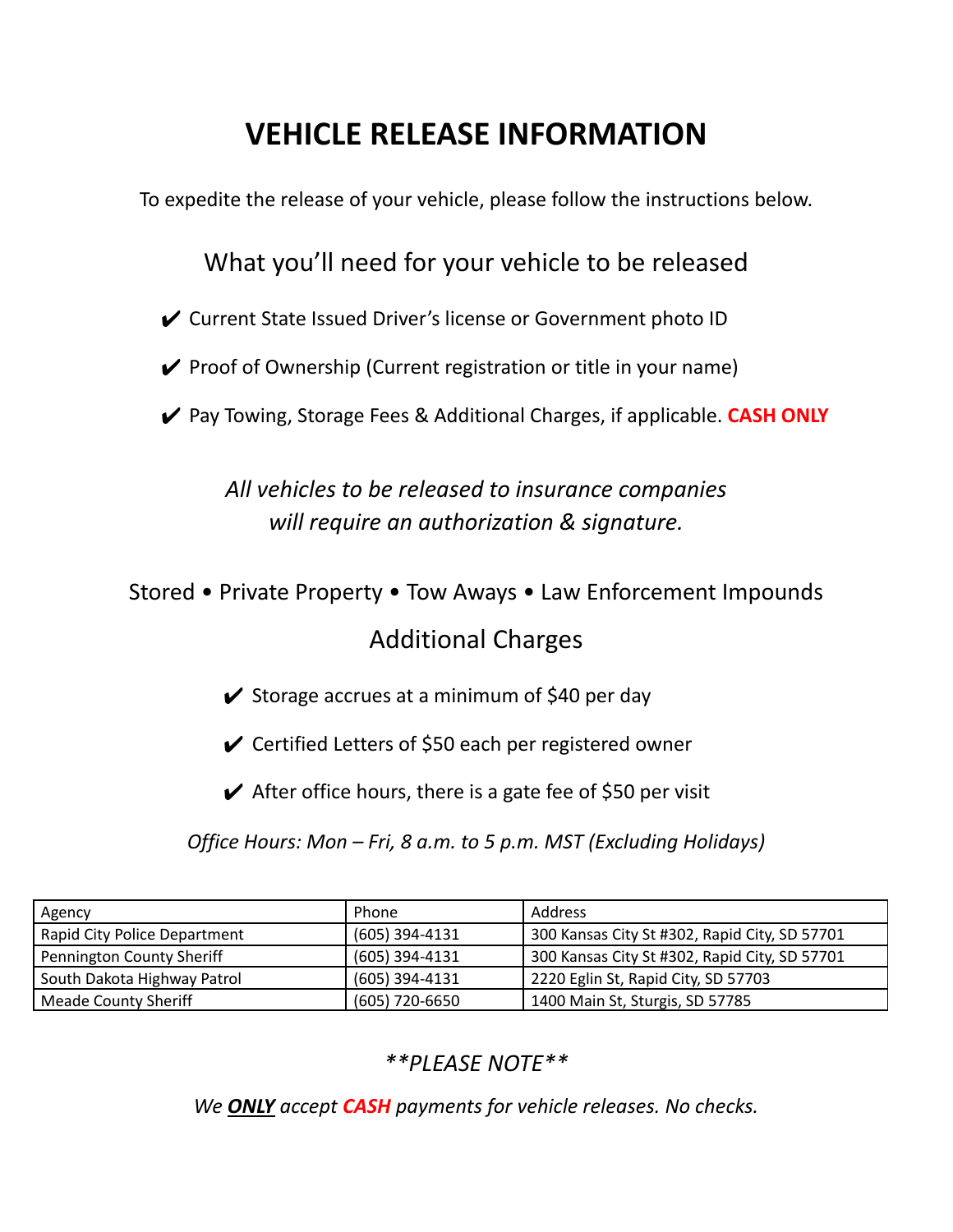# VEHICLE RELEASE INFORMATION

To expedite the release of your vehicle, please follow the instructions below.

## What you'll need for your vehicle to be released

- ✔ Current State Issued Driver's license or Government photo ID
- ✔ Proof of Ownership (Current registration or title in your name)
- ✔ Pay Towing, Storage Fees & Additional Charges, if applicable. **CASH ONLY**

*All vehicles to be released to insurance companies will require an authorization & signature.*

Stored • Private Property • Tow Aways • Law Enforcement Impounds

## Additional Charges

- ✔ Storage accrues at a minimum of $40 per day
- ✔ Certified Letters of $50 each per registered owner
- ✔ After office hours, there is a gate fee of $50 per visit

*Office Hours: Mon – Fri, 8 a.m. to 5 p.m. MST (Excluding Holidays)*

| Agency | Phone | Address |
|---|---|---|
| Rapid City Police Department | (605) 394-4131 | 300 Kansas City St #302, Rapid City, SD 57701 |
| Pennington County Sheriff | (605) 394-4131 | 300 Kansas City St #302, Rapid City, SD 57701 |
| South Dakota Highway Patrol | (605) 394-4131 | 2220 Eglin St, Rapid City, SD 57703 |
| Meade County Sheriff | (605) 720-6650 | 1400 Main St, Sturgis, SD 57785 |

***PLEASE NOTE***

*We **ONLY** accept **CASH** payments for vehicle releases. No checks.*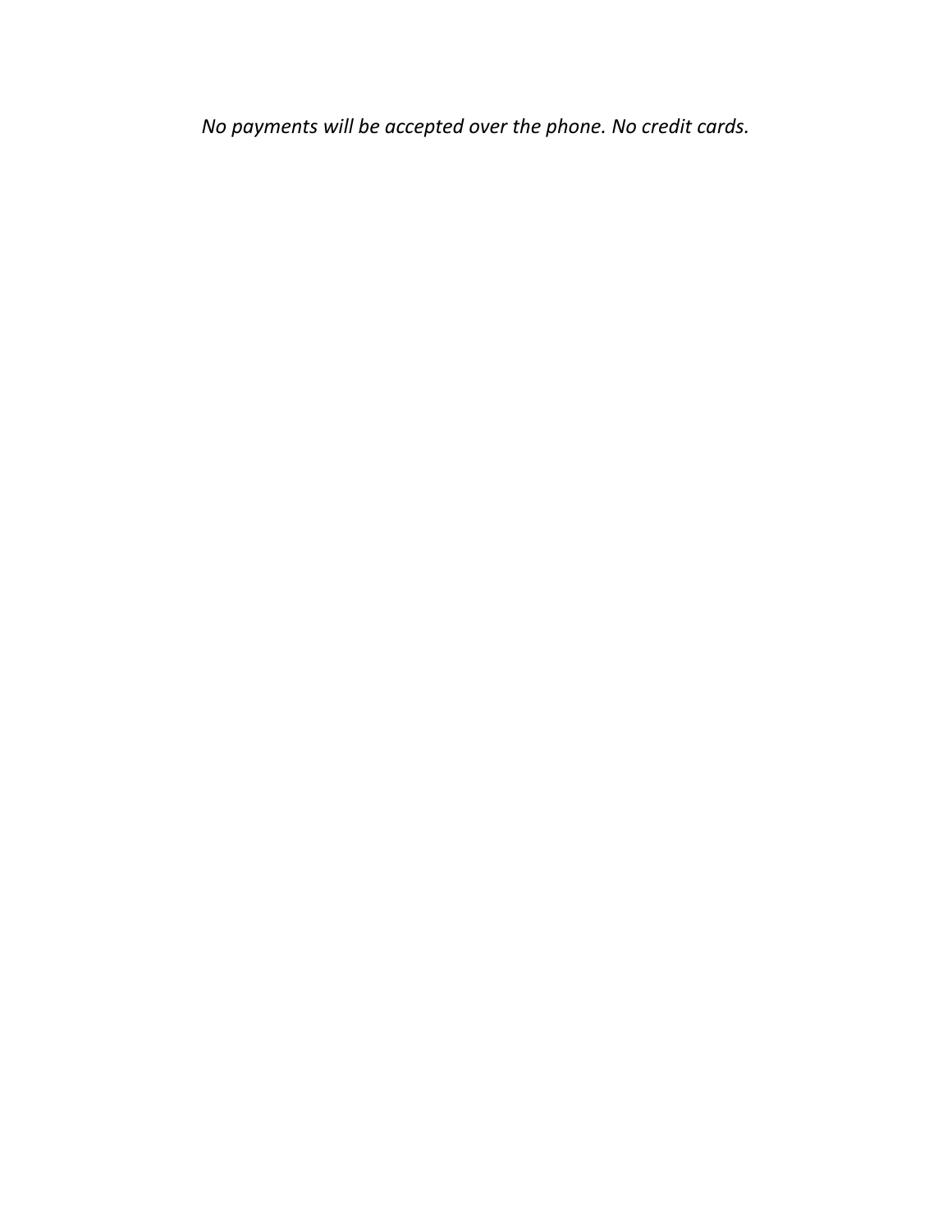*No payments will be accepted over the phone. No credit cards.*